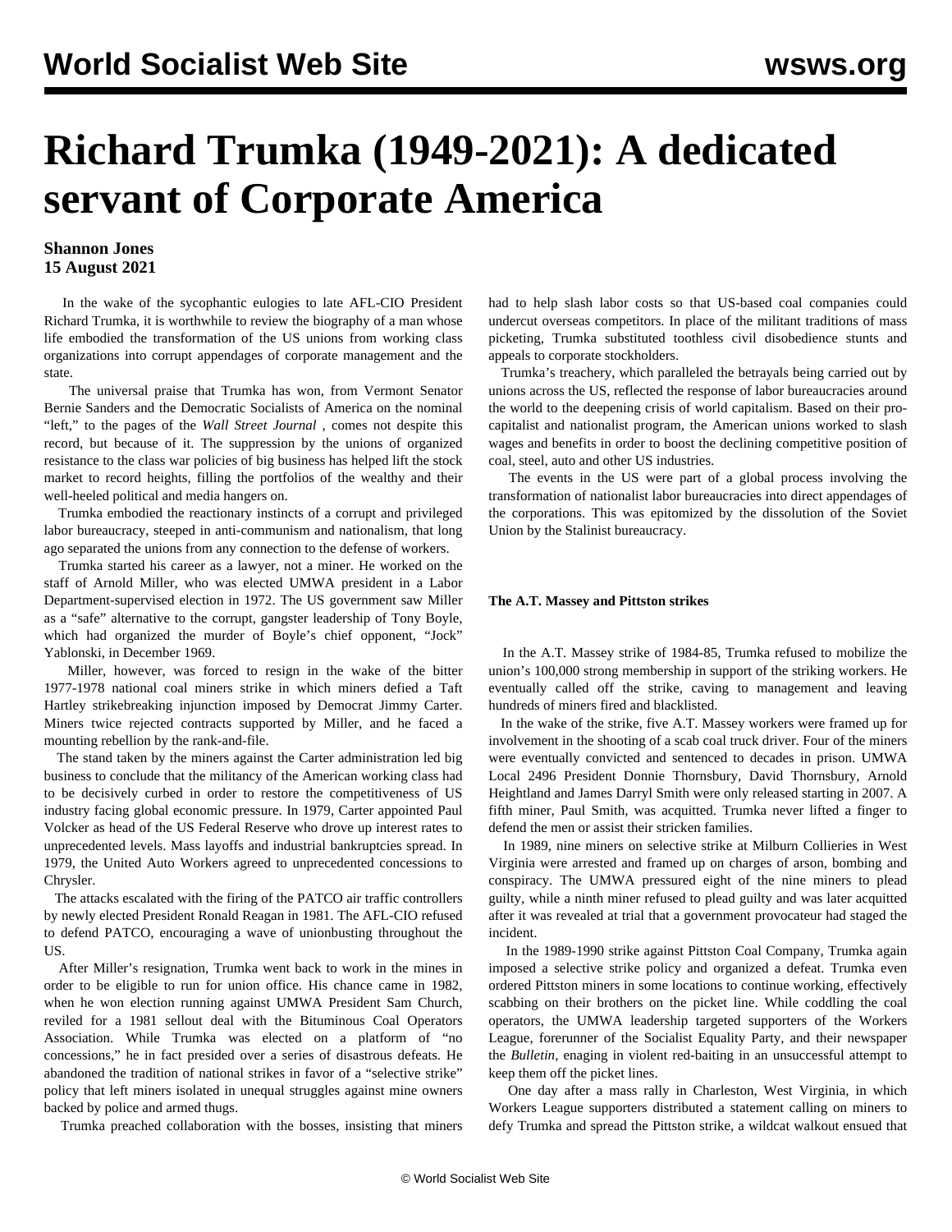# Richard Trumka (1949-2021): A dedicated servant of Corporate America

**Shannon Jones**
**15 August 2021**

In the wake of the sycophantic eulogies to late AFL-CIO President Richard Trumka, it is worthwhile to review the biography of a man whose life embodied the transformation of the US unions from working class organizations into corrupt appendages of corporate management and the state.

The universal praise that Trumka has won, from Vermont Senator Bernie Sanders and the Democratic Socialists of America on the nominal "left," to the pages of the *Wall Street Journal* , comes not despite this record, but because of it. The suppression by the unions of organized resistance to the class war policies of big business has helped lift the stock market to record heights, filling the portfolios of the wealthy and their well-heeled political and media hangers on.

Trumka embodied the reactionary instincts of a corrupt and privileged labor bureaucracy, steeped in anti-communism and nationalism, that long ago separated the unions from any connection to the defense of workers.

Trumka started his career as a lawyer, not a miner. He worked on the staff of Arnold Miller, who was elected UMWA president in a Labor Department-supervised election in 1972. The US government saw Miller as a "safe" alternative to the corrupt, gangster leadership of Tony Boyle, which had organized the murder of Boyle's chief opponent, "Jock" Yablonski, in December 1969.

Miller, however, was forced to resign in the wake of the bitter 1977-1978 national coal miners strike in which miners defied a Taft Hartley strikebreaking injunction imposed by Democrat Jimmy Carter. Miners twice rejected contracts supported by Miller, and he faced a mounting rebellion by the rank-and-file.

The stand taken by the miners against the Carter administration led big business to conclude that the militancy of the American working class had to be decisively curbed in order to restore the competitiveness of US industry facing global economic pressure. In 1979, Carter appointed Paul Volcker as head of the US Federal Reserve who drove up interest rates to unprecedented levels. Mass layoffs and industrial bankruptcies spread. In 1979, the United Auto Workers agreed to unprecedented concessions to Chrysler.

The attacks escalated with the firing of the PATCO air traffic controllers by newly elected President Ronald Reagan in 1981. The AFL-CIO refused to defend PATCO, encouraging a wave of unionbusting throughout the US.

After Miller's resignation, Trumka went back to work in the mines in order to be eligible to run for union office. His chance came in 1982, when he won election running against UMWA President Sam Church, reviled for a 1981 sellout deal with the Bituminous Coal Operators Association. While Trumka was elected on a platform of "no concessions," he in fact presided over a series of disastrous defeats. He abandoned the tradition of national strikes in favor of a "selective strike" policy that left miners isolated in unequal struggles against mine owners backed by police and armed thugs.

Trumka preached collaboration with the bosses, insisting that miners had to help slash labor costs so that US-based coal companies could undercut overseas competitors. In place of the militant traditions of mass picketing, Trumka substituted toothless civil disobedience stunts and appeals to corporate stockholders.

Trumka's treachery, which paralleled the betrayals being carried out by unions across the US, reflected the response of labor bureaucracies around the world to the deepening crisis of world capitalism. Based on their pro-capitalist and nationalist program, the American unions worked to slash wages and benefits in order to boost the declining competitive position of coal, steel, auto and other US industries.

The events in the US were part of a global process involving the transformation of nationalist labor bureaucracies into direct appendages of the corporations. This was epitomized by the dissolution of the Soviet Union by the Stalinist bureaucracy.

### The A.T. Massey and Pittston strikes

In the A.T. Massey strike of 1984-85, Trumka refused to mobilize the union's 100,000 strong membership in support of the striking workers. He eventually called off the strike, caving to management and leaving hundreds of miners fired and blacklisted.

In the wake of the strike, five A.T. Massey workers were framed up for involvement in the shooting of a scab coal truck driver. Four of the miners were eventually convicted and sentenced to decades in prison. UMWA Local 2496 President Donnie Thornsbury, David Thornsbury, Arnold Heightland and James Darryl Smith were only released starting in 2007. A fifth miner, Paul Smith, was acquitted. Trumka never lifted a finger to defend the men or assist their stricken families.

In 1989, nine miners on selective strike at Milburn Collieries in West Virginia were arrested and framed up on charges of arson, bombing and conspiracy. The UMWA pressured eight of the nine miners to plead guilty, while a ninth miner refused to plead guilty and was later acquitted after it was revealed at trial that a government provocateur had staged the incident.

In the 1989-1990 strike against Pittston Coal Company, Trumka again imposed a selective strike policy and organized a defeat. Trumka even ordered Pittston miners in some locations to continue working, effectively scabbing on their brothers on the picket line. While coddling the coal operators, the UMWA leadership targeted supporters of the Workers League, forerunner of the Socialist Equality Party, and their newspaper the *Bulletin*, enaging in violent red-baiting in an unsuccessful attempt to keep them off the picket lines.

One day after a mass rally in Charleston, West Virginia, in which Workers League supporters distributed a statement calling on miners to defy Trumka and spread the Pittston strike, a wildcat walkout ensued that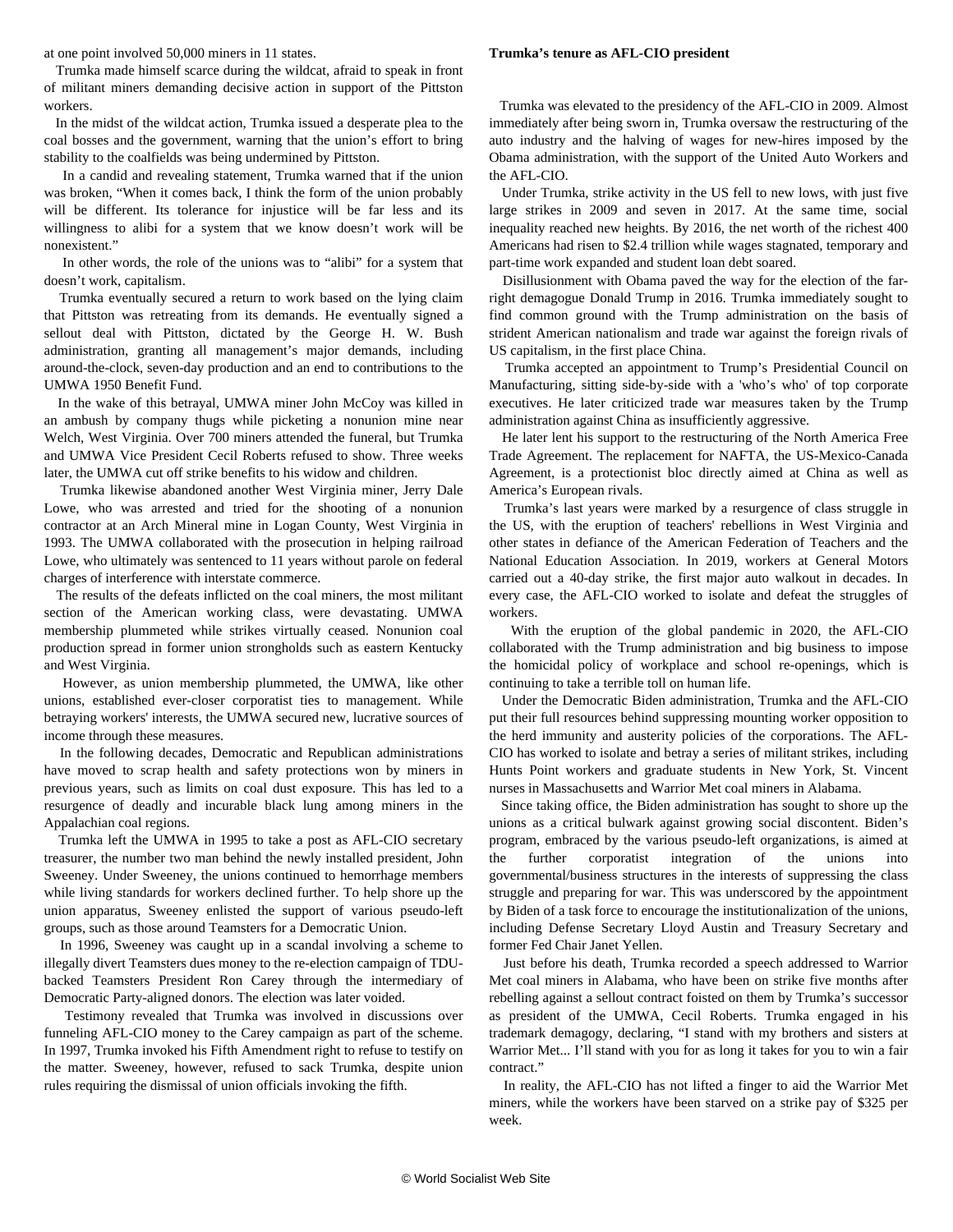at one point involved 50,000 miners in 11 states.

Trumka made himself scarce during the wildcat, afraid to speak in front of militant miners demanding decisive action in support of the Pittston workers.

In the midst of the wildcat action, Trumka issued a desperate plea to the coal bosses and the government, warning that the union's effort to bring stability to the coalfields was being undermined by Pittston.

In a candid and revealing statement, Trumka warned that if the union was broken, "When it comes back, I think the form of the union probably will be different. Its tolerance for injustice will be far less and its willingness to alibi for a system that we know doesn't work will be nonexistent."

In other words, the role of the unions was to "alibi" for a system that doesn't work, capitalism.

Trumka eventually secured a return to work based on the lying claim that Pittston was retreating from its demands. He eventually signed a sellout deal with Pittston, dictated by the George H. W. Bush administration, granting all management's major demands, including around-the-clock, seven-day production and an end to contributions to the UMWA 1950 Benefit Fund.

In the wake of this betrayal, UMWA miner John McCoy was killed in an ambush by company thugs while picketing a nonunion mine near Welch, West Virginia. Over 700 miners attended the funeral, but Trumka and UMWA Vice President Cecil Roberts refused to show. Three weeks later, the UMWA cut off strike benefits to his widow and children.

Trumka likewise abandoned another West Virginia miner, Jerry Dale Lowe, who was arrested and tried for the shooting of a nonunion contractor at an Arch Mineral mine in Logan County, West Virginia in 1993. The UMWA collaborated with the prosecution in helping railroad Lowe, who ultimately was sentenced to 11 years without parole on federal charges of interference with interstate commerce.

The results of the defeats inflicted on the coal miners, the most militant section of the American working class, were devastating. UMWA membership plummeted while strikes virtually ceased. Nonunion coal production spread in former union strongholds such as eastern Kentucky and West Virginia.

However, as union membership plummeted, the UMWA, like other unions, established ever-closer corporatist ties to management. While betraying workers' interests, the UMWA secured new, lucrative sources of income through these measures.

In the following decades, Democratic and Republican administrations have moved to scrap health and safety protections won by miners in previous years, such as limits on coal dust exposure. This has led to a resurgence of deadly and incurable black lung among miners in the Appalachian coal regions.

Trumka left the UMWA in 1995 to take a post as AFL-CIO secretary treasurer, the number two man behind the newly installed president, John Sweeney. Under Sweeney, the unions continued to hemorrhage members while living standards for workers declined further. To help shore up the union apparatus, Sweeney enlisted the support of various pseudo-left groups, such as those around Teamsters for a Democratic Union.

In 1996, Sweeney was caught up in a scandal involving a scheme to illegally divert Teamsters dues money to the re-election campaign of TDU-backed Teamsters President Ron Carey through the intermediary of Democratic Party-aligned donors. The election was later voided.

Testimony revealed that Trumka was involved in discussions over funneling AFL-CIO money to the Carey campaign as part of the scheme. In 1997, Trumka invoked his Fifth Amendment right to refuse to testify on the matter. Sweeney, however, refused to sack Trumka, despite union rules requiring the dismissal of union officials invoking the fifth.

**Trumka's tenure as AFL-CIO president**

Trumka was elevated to the presidency of the AFL-CIO in 2009. Almost immediately after being sworn in, Trumka oversaw the restructuring of the auto industry and the halving of wages for new-hires imposed by the Obama administration, with the support of the United Auto Workers and the AFL-CIO.

Under Trumka, strike activity in the US fell to new lows, with just five large strikes in 2009 and seven in 2017. At the same time, social inequality reached new heights. By 2016, the net worth of the richest 400 Americans had risen to $2.4 trillion while wages stagnated, temporary and part-time work expanded and student loan debt soared.

Disillusionment with Obama paved the way for the election of the far-right demagogue Donald Trump in 2016. Trumka immediately sought to find common ground with the Trump administration on the basis of strident American nationalism and trade war against the foreign rivals of US capitalism, in the first place China.

Trumka accepted an appointment to Trump's Presidential Council on Manufacturing, sitting side-by-side with a 'who's who' of top corporate executives. He later criticized trade war measures taken by the Trump administration against China as insufficiently aggressive.

He later lent his support to the restructuring of the North America Free Trade Agreement. The replacement for NAFTA, the US-Mexico-Canada Agreement, is a protectionist bloc directly aimed at China as well as America's European rivals.

Trumka's last years were marked by a resurgence of class struggle in the US, with the eruption of teachers' rebellions in West Virginia and other states in defiance of the American Federation of Teachers and the National Education Association. In 2019, workers at General Motors carried out a 40-day strike, the first major auto walkout in decades. In every case, the AFL-CIO worked to isolate and defeat the struggles of workers.

With the eruption of the global pandemic in 2020, the AFL-CIO collaborated with the Trump administration and big business to impose the homicidal policy of workplace and school re-openings, which is continuing to take a terrible toll on human life.

Under the Democratic Biden administration, Trumka and the AFL-CIO put their full resources behind suppressing mounting worker opposition to the herd immunity and austerity policies of the corporations. The AFL-CIO has worked to isolate and betray a series of militant strikes, including Hunts Point workers and graduate students in New York, St. Vincent nurses in Massachusetts and Warrior Met coal miners in Alabama.

Since taking office, the Biden administration has sought to shore up the unions as a critical bulwark against growing social discontent. Biden's program, embraced by the various pseudo-left organizations, is aimed at the further corporatist integration of the unions into governmental/business structures in the interests of suppressing the class struggle and preparing for war. This was underscored by the appointment by Biden of a task force to encourage the institutionalization of the unions, including Defense Secretary Lloyd Austin and Treasury Secretary and former Fed Chair Janet Yellen.

Just before his death, Trumka recorded a speech addressed to Warrior Met coal miners in Alabama, who have been on strike five months after rebelling against a sellout contract foisted on them by Trumka's successor as president of the UMWA, Cecil Roberts. Trumka engaged in his trademark demagogy, declaring, "I stand with my brothers and sisters at Warrior Met... I'll stand with you for as long it takes for you to win a fair contract."

In reality, the AFL-CIO has not lifted a finger to aid the Warrior Met miners, while the workers have been starved on a strike pay of $325 per week.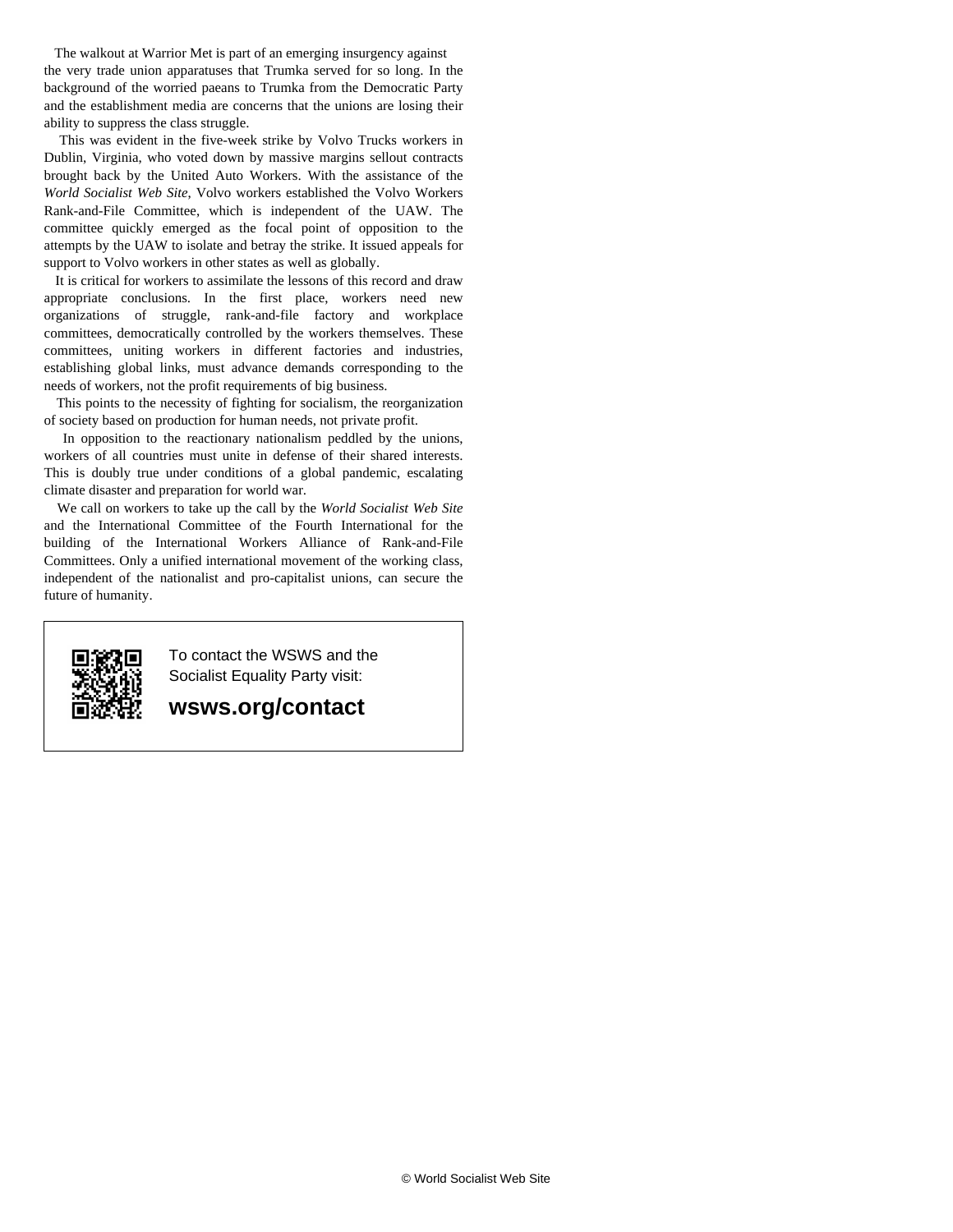The walkout at Warrior Met is part of an emerging insurgency against the very trade union apparatuses that Trumka served for so long. In the background of the worried paeans to Trumka from the Democratic Party and the establishment media are concerns that the unions are losing their ability to suppress the class struggle.

This was evident in the five-week strike by Volvo Trucks workers in Dublin, Virginia, who voted down by massive margins sellout contracts brought back by the United Auto Workers. With the assistance of the *World Socialist Web Site*, Volvo workers established the Volvo Workers Rank-and-File Committee, which is independent of the UAW. The committee quickly emerged as the focal point of opposition to the attempts by the UAW to isolate and betray the strike. It issued appeals for support to Volvo workers in other states as well as globally.

It is critical for workers to assimilate the lessons of this record and draw appropriate conclusions. In the first place, workers need new organizations of struggle, rank-and-file factory and workplace committees, democratically controlled by the workers themselves. These committees, uniting workers in different factories and industries, establishing global links, must advance demands corresponding to the needs of workers, not the profit requirements of big business.

This points to the necessity of fighting for socialism, the reorganization of society based on production for human needs, not private profit.

In opposition to the reactionary nationalism peddled by the unions, workers of all countries must unite in defense of their shared interests. This is doubly true under conditions of a global pandemic, escalating climate disaster and preparation for world war.

We call on workers to take up the call by the *World Socialist Web Site* and the International Committee of the Fourth International for the building of the International Workers Alliance of Rank-and-File Committees. Only a unified international movement of the working class, independent of the nationalist and pro-capitalist unions, can secure the future of humanity.

To contact the WSWS and the Socialist Equality Party visit:

**wsws.org/contact**